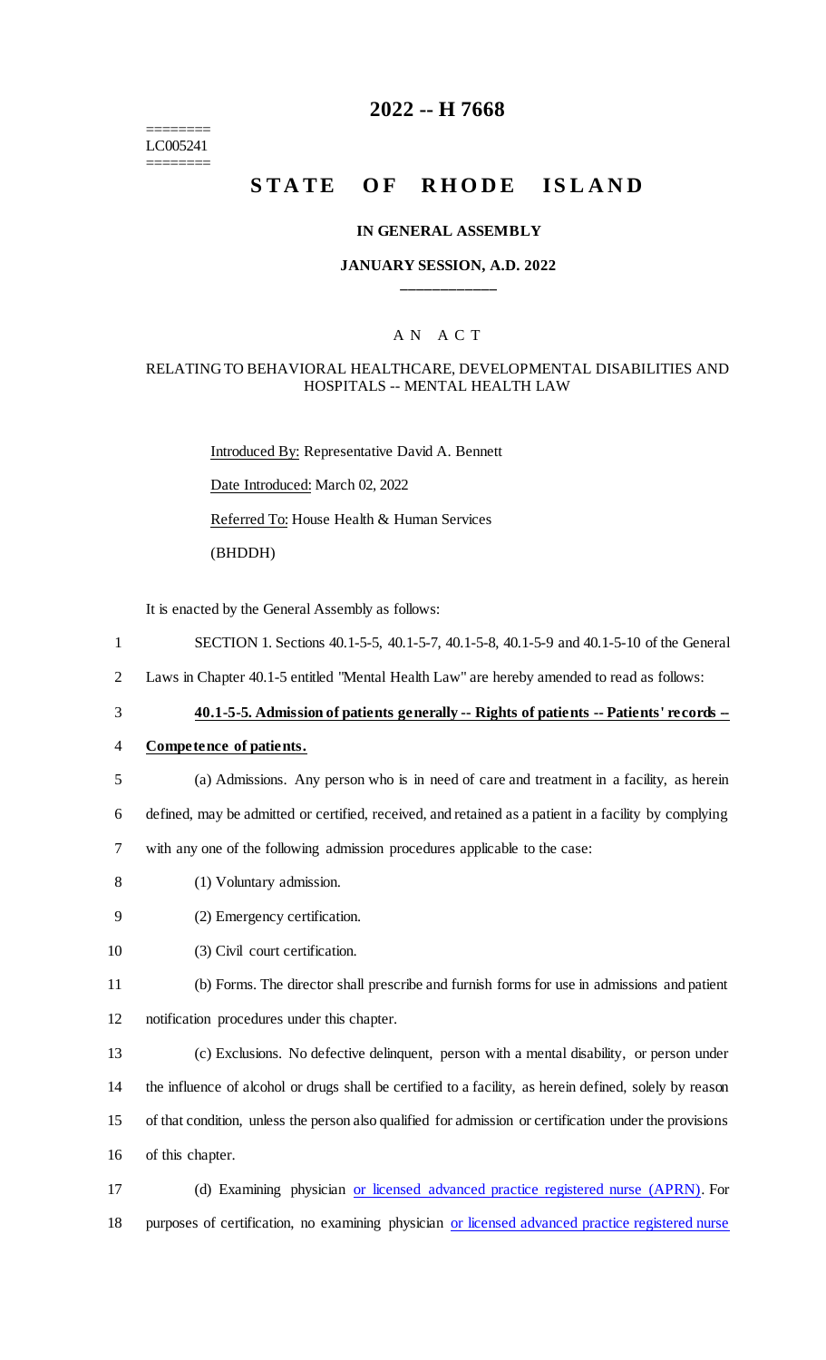========
LC005241
========

# 2022 -- H 7668

# STATE OF RHODE ISLAND

### IN GENERAL ASSEMBLY

### JANUARY SESSION, A.D. 2022

## A N A C T

### RELATING TO BEHAVIORAL HEALTHCARE, DEVELOPMENTAL DISABILITIES AND HOSPITALS -- MENTAL HEALTH LAW

Introduced By: Representative David A. Bennett

Date Introduced: March 02, 2022

Referred To: House Health & Human Services

(BHDDH)

It is enacted by the General Assembly as follows:

1 SECTION 1. Sections 40.1-5-5, 40.1-5-7, 40.1-5-8, 40.1-5-9 and 40.1-5-10 of the General
2 Laws in Chapter 40.1-5 entitled "Mental Health Law" are hereby amended to read as follows:

3 **40.1-5-5. Admission of patients generally -- Rights of patients -- Patients' records --**
4 **Competence of patients.**

5 (a) Admissions. Any person who is in need of care and treatment in a facility, as herein
6 defined, may be admitted or certified, received, and retained as a patient in a facility by complying
7 with any one of the following admission procedures applicable to the case:

8 (1) Voluntary admission.

9 (2) Emergency certification.

10 (3) Civil court certification.

11 (b) Forms. The director shall prescribe and furnish forms for use in admissions and patient
12 notification procedures under this chapter.

13 (c) Exclusions. No defective delinquent, person with a mental disability, or person under
14 the influence of alcohol or drugs shall be certified to a facility, as herein defined, solely by reason
15 of that condition, unless the person also qualified for admission or certification under the provisions
16 of this chapter.

17 (d) Examining physician or licensed advanced practice registered nurse (APRN). For
18 purposes of certification, no examining physician or licensed advanced practice registered nurse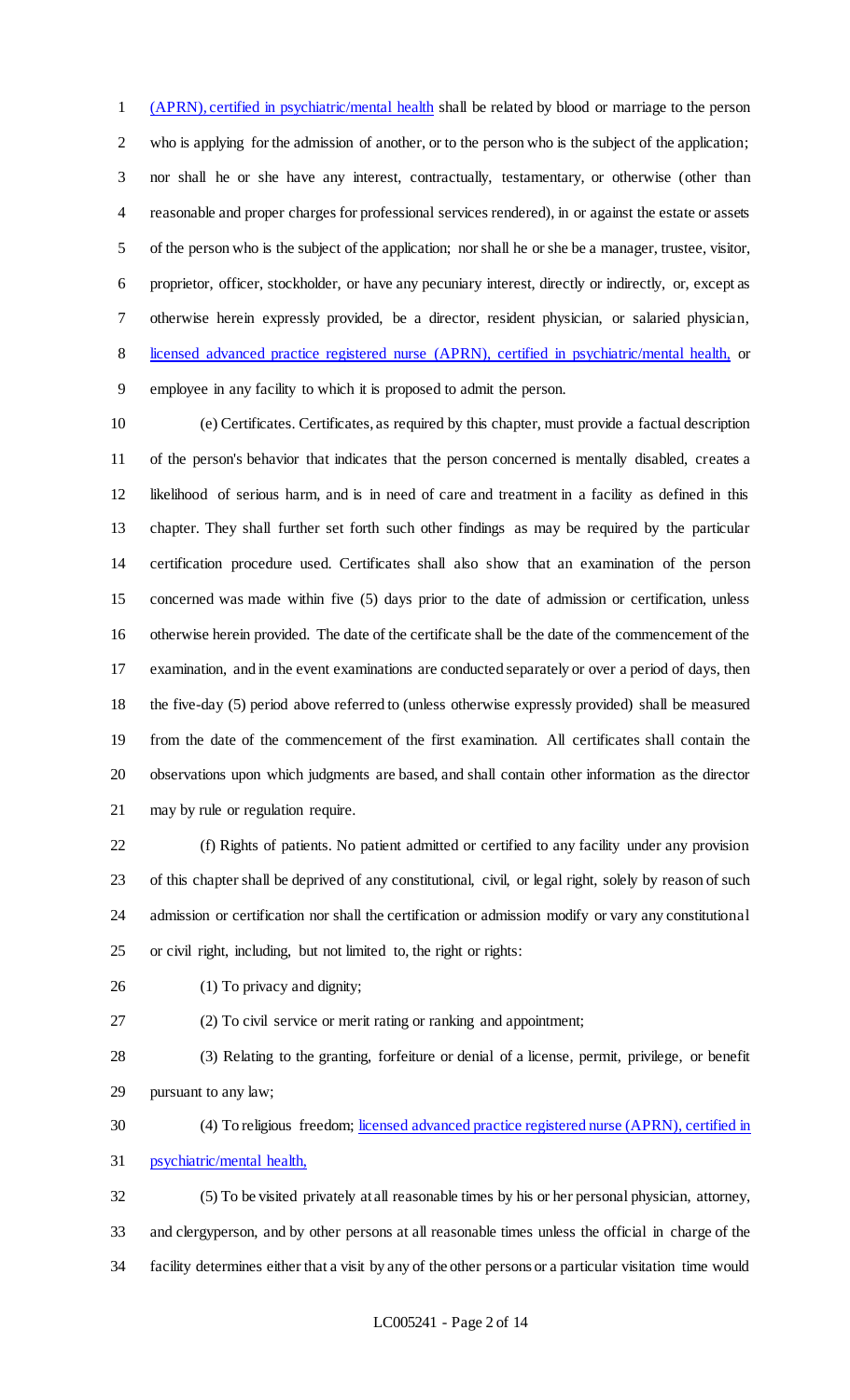(APRN), certified in psychiatric/mental health shall be related by blood or marriage to the person who is applying for the admission of another, or to the person who is the subject of the application; nor shall he or she have any interest, contractually, testamentary, or otherwise (other than reasonable and proper charges for professional services rendered), in or against the estate or assets of the person who is the subject of the application; nor shall he or she be a manager, trustee, visitor, proprietor, officer, stockholder, or have any pecuniary interest, directly or indirectly, or, except as otherwise herein expressly provided, be a director, resident physician, or salaried physician, licensed advanced practice registered nurse (APRN), certified in psychiatric/mental health, or employee in any facility to which it is proposed to admit the person.

(e) Certificates. Certificates, as required by this chapter, must provide a factual description of the person's behavior that indicates that the person concerned is mentally disabled, creates a likelihood of serious harm, and is in need of care and treatment in a facility as defined in this chapter. They shall further set forth such other findings as may be required by the particular certification procedure used. Certificates shall also show that an examination of the person concerned was made within five (5) days prior to the date of admission or certification, unless otherwise herein provided. The date of the certificate shall be the date of the commencement of the examination, and in the event examinations are conducted separately or over a period of days, then the five-day (5) period above referred to (unless otherwise expressly provided) shall be measured from the date of the commencement of the first examination. All certificates shall contain the observations upon which judgments are based, and shall contain other information as the director may by rule or regulation require.

(f) Rights of patients. No patient admitted or certified to any facility under any provision of this chapter shall be deprived of any constitutional, civil, or legal right, solely by reason of such admission or certification nor shall the certification or admission modify or vary any constitutional or civil right, including, but not limited to, the right or rights:

(1) To privacy and dignity;

(2) To civil service or merit rating or ranking and appointment;

(3) Relating to the granting, forfeiture or denial of a license, permit, privilege, or benefit pursuant to any law;

(4) To religious freedom; licensed advanced practice registered nurse (APRN), certified in psychiatric/mental health,

(5) To be visited privately at all reasonable times by his or her personal physician, attorney, and clergyperson, and by other persons at all reasonable times unless the official in charge of the facility determines either that a visit by any of the other persons or a particular visitation time would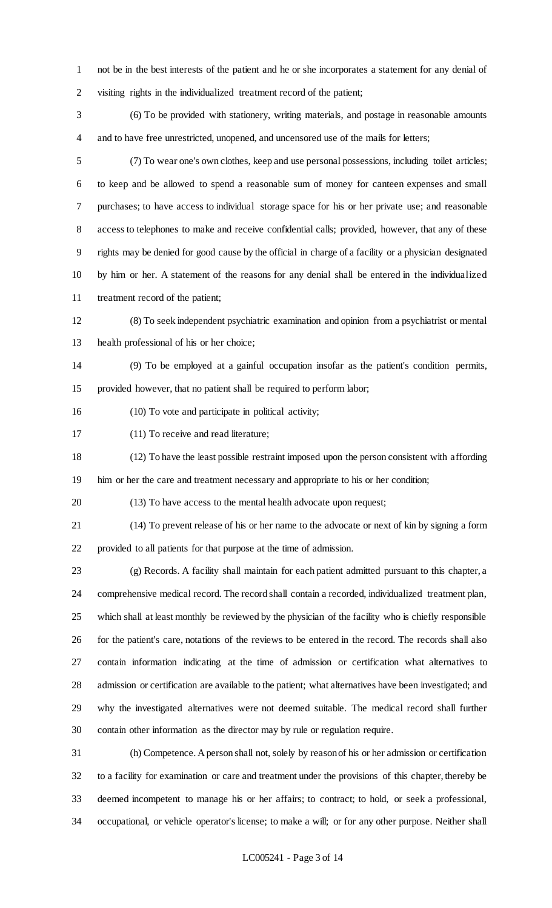not be in the best interests of the patient and he or she incorporates a statement for any denial of visiting rights in the individualized treatment record of the patient;

(6) To be provided with stationery, writing materials, and postage in reasonable amounts and to have free unrestricted, unopened, and uncensored use of the mails for letters;

(7) To wear one's own clothes, keep and use personal possessions, including toilet articles; to keep and be allowed to spend a reasonable sum of money for canteen expenses and small purchases; to have access to individual storage space for his or her private use; and reasonable access to telephones to make and receive confidential calls; provided, however, that any of these rights may be denied for good cause by the official in charge of a facility or a physician designated by him or her. A statement of the reasons for any denial shall be entered in the individualized treatment record of the patient;

(8) To seek independent psychiatric examination and opinion from a psychiatrist or mental health professional of his or her choice;

(9) To be employed at a gainful occupation insofar as the patient's condition permits, provided however, that no patient shall be required to perform labor;

(10) To vote and participate in political activity;

(11) To receive and read literature;

(12) To have the least possible restraint imposed upon the person consistent with affording him or her the care and treatment necessary and appropriate to his or her condition;

(13) To have access to the mental health advocate upon request;

(14) To prevent release of his or her name to the advocate or next of kin by signing a form provided to all patients for that purpose at the time of admission.

(g) Records. A facility shall maintain for each patient admitted pursuant to this chapter, a comprehensive medical record. The record shall contain a recorded, individualized treatment plan, which shall at least monthly be reviewed by the physician of the facility who is chiefly responsible for the patient's care, notations of the reviews to be entered in the record. The records shall also contain information indicating at the time of admission or certification what alternatives to admission or certification are available to the patient; what alternatives have been investigated; and why the investigated alternatives were not deemed suitable. The medical record shall further contain other information as the director may by rule or regulation require.

(h) Competence. A person shall not, solely by reason of his or her admission or certification to a facility for examination or care and treatment under the provisions of this chapter, thereby be deemed incompetent to manage his or her affairs; to contract; to hold, or seek a professional, occupational, or vehicle operator's license; to make a will; or for any other purpose. Neither shall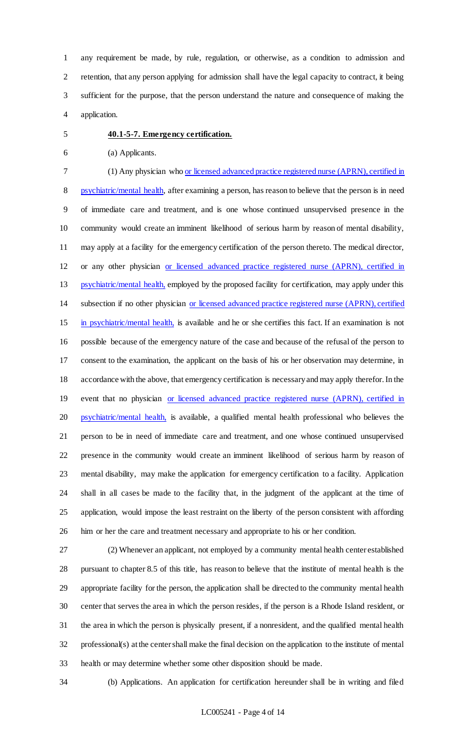any requirement be made, by rule, regulation, or otherwise, as a condition to admission and retention, that any person applying for admission shall have the legal capacity to contract, it being sufficient for the purpose, that the person understand the nature and consequence of making the application.

**40.1-5-7. Emergency certification.**

(a) Applicants.

(1) Any physician who or licensed advanced practice registered nurse (APRN), certified in psychiatric/mental health, after examining a person, has reason to believe that the person is in need of immediate care and treatment, and is one whose continued unsupervised presence in the community would create an imminent likelihood of serious harm by reason of mental disability, may apply at a facility for the emergency certification of the person thereto. The medical director, or any other physician or licensed advanced practice registered nurse (APRN), certified in psychiatric/mental health, employed by the proposed facility for certification, may apply under this subsection if no other physician or licensed advanced practice registered nurse (APRN), certified in psychiatric/mental health, is available and he or she certifies this fact. If an examination is not possible because of the emergency nature of the case and because of the refusal of the person to consent to the examination, the applicant on the basis of his or her observation may determine, in accordance with the above, that emergency certification is necessary and may apply therefor. In the event that no physician or licensed advanced practice registered nurse (APRN), certified in psychiatric/mental health, is available, a qualified mental health professional who believes the person to be in need of immediate care and treatment, and one whose continued unsupervised presence in the community would create an imminent likelihood of serious harm by reason of mental disability, may make the application for emergency certification to a facility. Application shall in all cases be made to the facility that, in the judgment of the applicant at the time of application, would impose the least restraint on the liberty of the person consistent with affording him or her the care and treatment necessary and appropriate to his or her condition.

(2) Whenever an applicant, not employed by a community mental health center established pursuant to chapter 8.5 of this title, has reason to believe that the institute of mental health is the appropriate facility for the person, the application shall be directed to the community mental health center that serves the area in which the person resides, if the person is a Rhode Island resident, or the area in which the person is physically present, if a nonresident, and the qualified mental health professional(s) at the center shall make the final decision on the application to the institute of mental health or may determine whether some other disposition should be made.

(b) Applications. An application for certification hereunder shall be in writing and filed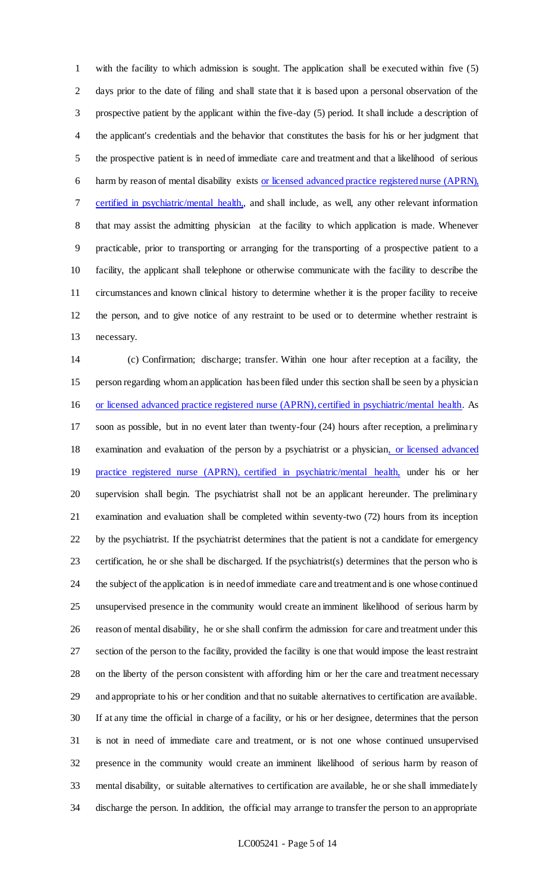with the facility to which admission is sought. The application shall be executed within five (5) days prior to the date of filing and shall state that it is based upon a personal observation of the prospective patient by the applicant within the five-day (5) period. It shall include a description of the applicant's credentials and the behavior that constitutes the basis for his or her judgment that the prospective patient is in need of immediate care and treatment and that a likelihood of serious harm by reason of mental disability exists or licensed advanced practice registered nurse (APRN), certified in psychiatric/mental health,, and shall include, as well, any other relevant information that may assist the admitting physician at the facility to which application is made. Whenever practicable, prior to transporting or arranging for the transporting of a prospective patient to a facility, the applicant shall telephone or otherwise communicate with the facility to describe the circumstances and known clinical history to determine whether it is the proper facility to receive the person, and to give notice of any restraint to be used or to determine whether restraint is necessary.

(c) Confirmation; discharge; transfer. Within one hour after reception at a facility, the person regarding whom an application has been filed under this section shall be seen by a physician or licensed advanced practice registered nurse (APRN), certified in psychiatric/mental health. As soon as possible, but in no event later than twenty-four (24) hours after reception, a preliminary examination and evaluation of the person by a psychiatrist or a physician, or licensed advanced practice registered nurse (APRN), certified in psychiatric/mental health, under his or her supervision shall begin. The psychiatrist shall not be an applicant hereunder. The preliminary examination and evaluation shall be completed within seventy-two (72) hours from its inception by the psychiatrist. If the psychiatrist determines that the patient is not a candidate for emergency certification, he or she shall be discharged. If the psychiatrist(s) determines that the person who is the subject of the application is in need of immediate care and treatment and is one whose continued unsupervised presence in the community would create an imminent likelihood of serious harm by reason of mental disability, he or she shall confirm the admission for care and treatment under this section of the person to the facility, provided the facility is one that would impose the least restraint on the liberty of the person consistent with affording him or her the care and treatment necessary and appropriate to his or her condition and that no suitable alternatives to certification are available. If at any time the official in charge of a facility, or his or her designee, determines that the person is not in need of immediate care and treatment, or is not one whose continued unsupervised presence in the community would create an imminent likelihood of serious harm by reason of mental disability, or suitable alternatives to certification are available, he or she shall immediately discharge the person. In addition, the official may arrange to transfer the person to an appropriate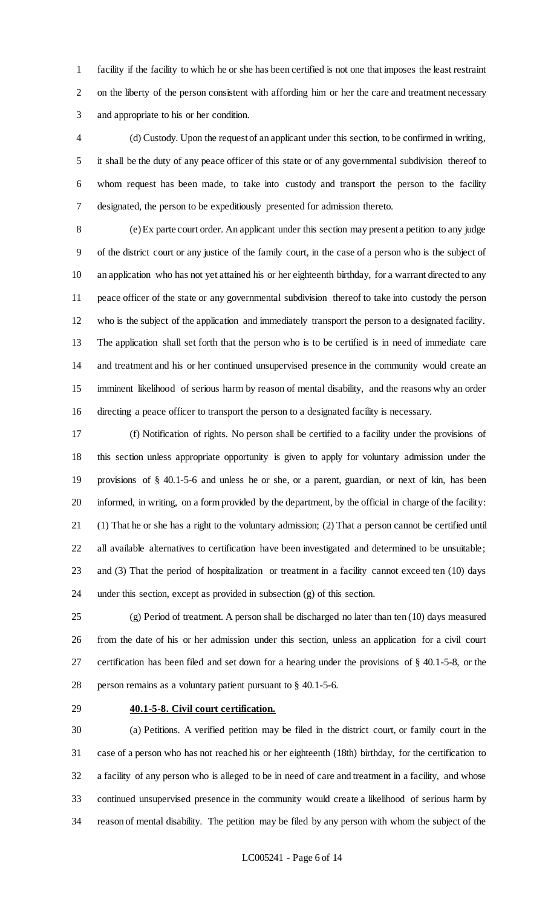facility if the facility to which he or she has been certified is not one that imposes the least restraint on the liberty of the person consistent with affording him or her the care and treatment necessary and appropriate to his or her condition.

(d) Custody. Upon the request of an applicant under this section, to be confirmed in writing, it shall be the duty of any peace officer of this state or of any governmental subdivision thereof to whom request has been made, to take into custody and transport the person to the facility designated, the person to be expeditiously presented for admission thereto.

(e) Ex parte court order. An applicant under this section may present a petition to any judge of the district court or any justice of the family court, in the case of a person who is the subject of an application who has not yet attained his or her eighteenth birthday, for a warrant directed to any peace officer of the state or any governmental subdivision thereof to take into custody the person who is the subject of the application and immediately transport the person to a designated facility. The application shall set forth that the person who is to be certified is in need of immediate care and treatment and his or her continued unsupervised presence in the community would create an imminent likelihood of serious harm by reason of mental disability, and the reasons why an order directing a peace officer to transport the person to a designated facility is necessary.

(f) Notification of rights. No person shall be certified to a facility under the provisions of this section unless appropriate opportunity is given to apply for voluntary admission under the provisions of § 40.1-5-6 and unless he or she, or a parent, guardian, or next of kin, has been informed, in writing, on a form provided by the department, by the official in charge of the facility: (1) That he or she has a right to the voluntary admission; (2) That a person cannot be certified until all available alternatives to certification have been investigated and determined to be unsuitable; and (3) That the period of hospitalization or treatment in a facility cannot exceed ten (10) days under this section, except as provided in subsection (g) of this section.

(g) Period of treatment. A person shall be discharged no later than ten (10) days measured from the date of his or her admission under this section, unless an application for a civil court certification has been filed and set down for a hearing under the provisions of § 40.1-5-8, or the person remains as a voluntary patient pursuant to § 40.1-5-6.

**40.1-5-8. Civil court certification.**

(a) Petitions. A verified petition may be filed in the district court, or family court in the case of a person who has not reached his or her eighteenth (18th) birthday, for the certification to a facility of any person who is alleged to be in need of care and treatment in a facility, and whose continued unsupervised presence in the community would create a likelihood of serious harm by reason of mental disability. The petition may be filed by any person with whom the subject of the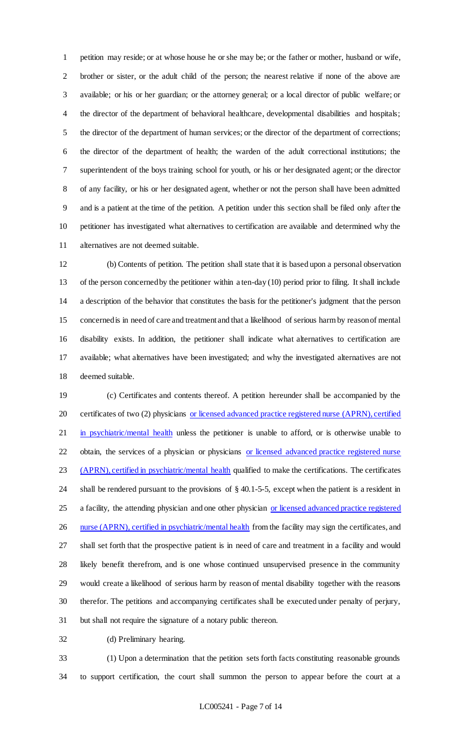petition may reside; or at whose house he or she may be; or the father or mother, husband or wife, brother or sister, or the adult child of the person; the nearest relative if none of the above are available; or his or her guardian; or the attorney general; or a local director of public welfare; or the director of the department of behavioral healthcare, developmental disabilities and hospitals; the director of the department of human services; or the director of the department of corrections; the director of the department of health; the warden of the adult correctional institutions; the superintendent of the boys training school for youth, or his or her designated agent; or the director of any facility, or his or her designated agent, whether or not the person shall have been admitted and is a patient at the time of the petition. A petition under this section shall be filed only after the petitioner has investigated what alternatives to certification are available and determined why the alternatives are not deemed suitable.

(b) Contents of petition. The petition shall state that it is based upon a personal observation of the person concerned by the petitioner within a ten-day (10) period prior to filing. It shall include a description of the behavior that constitutes the basis for the petitioner's judgment that the person concerned is in need of care and treatment and that a likelihood of serious harm by reason of mental disability exists. In addition, the petitioner shall indicate what alternatives to certification are available; what alternatives have been investigated; and why the investigated alternatives are not deemed suitable.

(c) Certificates and contents thereof. A petition hereunder shall be accompanied by the certificates of two (2) physicians or licensed advanced practice registered nurse (APRN), certified in psychiatric/mental health unless the petitioner is unable to afford, or is otherwise unable to obtain, the services of a physician or physicians or licensed advanced practice registered nurse (APRN), certified in psychiatric/mental health qualified to make the certifications. The certificates shall be rendered pursuant to the provisions of § 40.1-5-5, except when the patient is a resident in a facility, the attending physician and one other physician or licensed advanced practice registered nurse (APRN), certified in psychiatric/mental health from the facility may sign the certificates, and shall set forth that the prospective patient is in need of care and treatment in a facility and would likely benefit therefrom, and is one whose continued unsupervised presence in the community would create a likelihood of serious harm by reason of mental disability together with the reasons therefor. The petitions and accompanying certificates shall be executed under penalty of perjury, but shall not require the signature of a notary public thereon.

(d) Preliminary hearing.

(1) Upon a determination that the petition sets forth facts constituting reasonable grounds to support certification, the court shall summon the person to appear before the court at a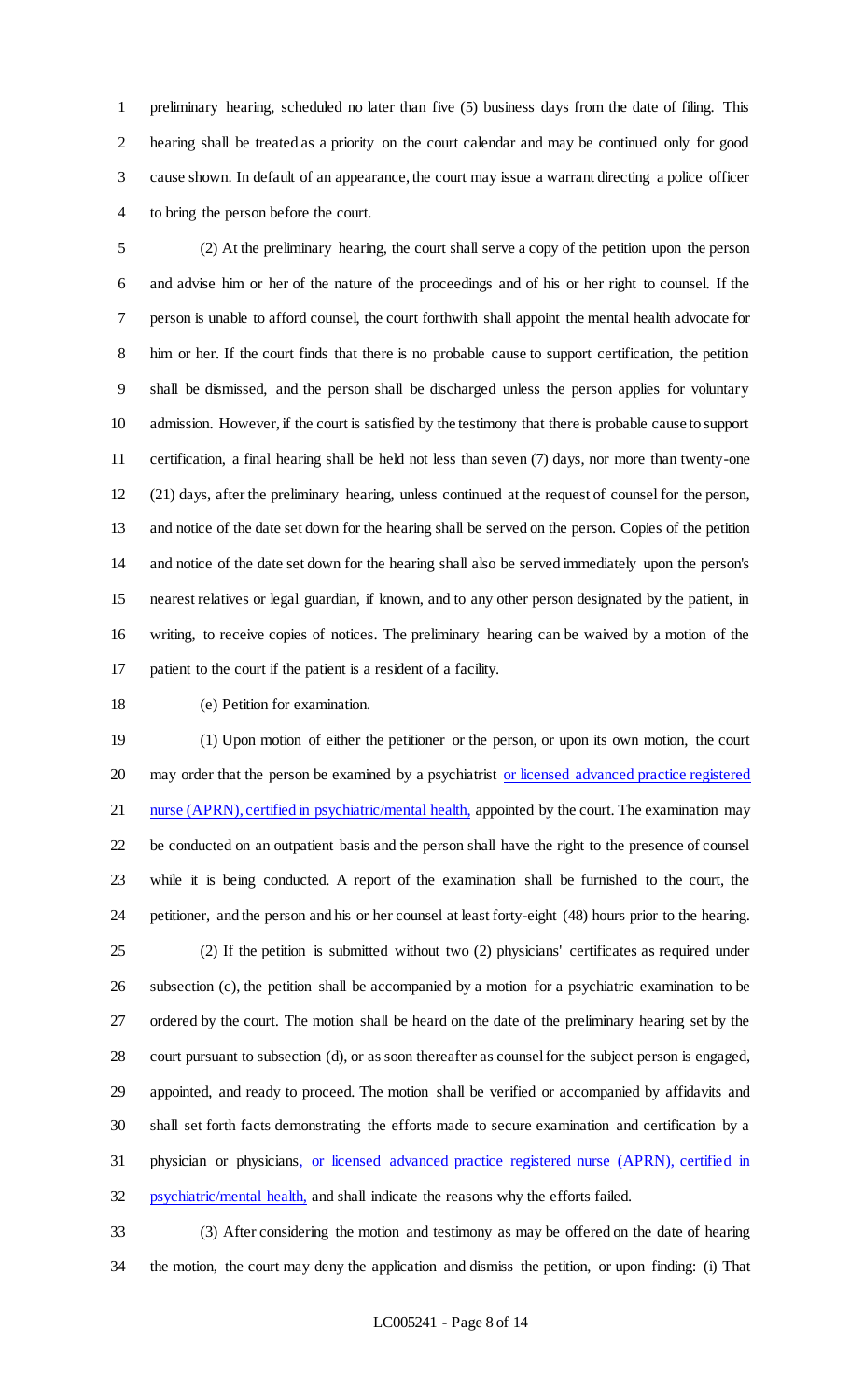preliminary hearing, scheduled no later than five (5) business days from the date of filing. This hearing shall be treated as a priority on the court calendar and may be continued only for good cause shown. In default of an appearance, the court may issue a warrant directing a police officer to bring the person before the court.

(2) At the preliminary hearing, the court shall serve a copy of the petition upon the person and advise him or her of the nature of the proceedings and of his or her right to counsel. If the person is unable to afford counsel, the court forthwith shall appoint the mental health advocate for him or her. If the court finds that there is no probable cause to support certification, the petition shall be dismissed, and the person shall be discharged unless the person applies for voluntary admission. However, if the court is satisfied by the testimony that there is probable cause to support certification, a final hearing shall be held not less than seven (7) days, nor more than twenty-one (21) days, after the preliminary hearing, unless continued at the request of counsel for the person, and notice of the date set down for the hearing shall be served on the person. Copies of the petition and notice of the date set down for the hearing shall also be served immediately upon the person's nearest relatives or legal guardian, if known, and to any other person designated by the patient, in writing, to receive copies of notices. The preliminary hearing can be waived by a motion of the patient to the court if the patient is a resident of a facility.

(e) Petition for examination.

(1) Upon motion of either the petitioner or the person, or upon its own motion, the court may order that the person be examined by a psychiatrist or licensed advanced practice registered nurse (APRN), certified in psychiatric/mental health, appointed by the court. The examination may be conducted on an outpatient basis and the person shall have the right to the presence of counsel while it is being conducted. A report of the examination shall be furnished to the court, the petitioner, and the person and his or her counsel at least forty-eight (48) hours prior to the hearing.

(2) If the petition is submitted without two (2) physicians' certificates as required under subsection (c), the petition shall be accompanied by a motion for a psychiatric examination to be ordered by the court. The motion shall be heard on the date of the preliminary hearing set by the court pursuant to subsection (d), or as soon thereafter as counsel for the subject person is engaged, appointed, and ready to proceed. The motion shall be verified or accompanied by affidavits and shall set forth facts demonstrating the efforts made to secure examination and certification by a physician or physicians, or licensed advanced practice registered nurse (APRN), certified in psychiatric/mental health, and shall indicate the reasons why the efforts failed.

(3) After considering the motion and testimony as may be offered on the date of hearing the motion, the court may deny the application and dismiss the petition, or upon finding: (i) That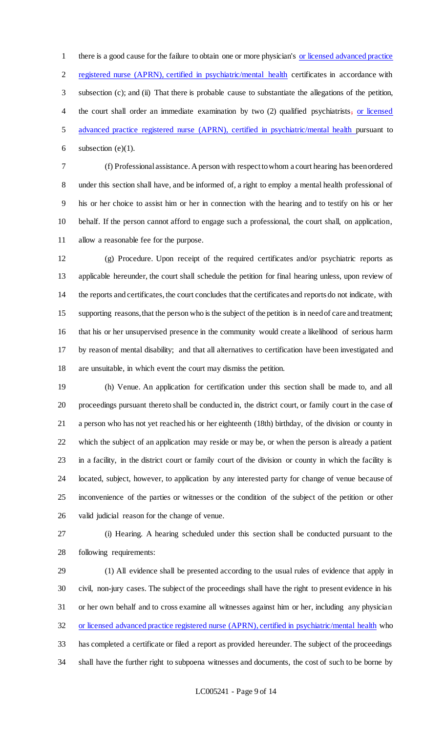there is a good cause for the failure to obtain one or more physician's or licensed advanced practice registered nurse (APRN), certified in psychiatric/mental health certificates in accordance with subsection (c); and (ii) That there is probable cause to substantiate the allegations of the petition, the court shall order an immediate examination by two (2) qualified psychiatrists, or licensed advanced practice registered nurse (APRN), certified in psychiatric/mental health pursuant to subsection (e)(1).

(f) Professional assistance. A person with respect to whom a court hearing has been ordered under this section shall have, and be informed of, a right to employ a mental health professional of his or her choice to assist him or her in connection with the hearing and to testify on his or her behalf. If the person cannot afford to engage such a professional, the court shall, on application, allow a reasonable fee for the purpose.

(g) Procedure. Upon receipt of the required certificates and/or psychiatric reports as applicable hereunder, the court shall schedule the petition for final hearing unless, upon review of the reports and certificates, the court concludes that the certificates and reports do not indicate, with supporting reasons, that the person who is the subject of the petition is in need of care and treatment; that his or her unsupervised presence in the community would create a likelihood of serious harm by reason of mental disability; and that all alternatives to certification have been investigated and are unsuitable, in which event the court may dismiss the petition.

(h) Venue. An application for certification under this section shall be made to, and all proceedings pursuant thereto shall be conducted in, the district court, or family court in the case of a person who has not yet reached his or her eighteenth (18th) birthday, of the division or county in which the subject of an application may reside or may be, or when the person is already a patient in a facility, in the district court or family court of the division or county in which the facility is located, subject, however, to application by any interested party for change of venue because of inconvenience of the parties or witnesses or the condition of the subject of the petition or other valid judicial reason for the change of venue.

(i) Hearing. A hearing scheduled under this section shall be conducted pursuant to the following requirements:

(1) All evidence shall be presented according to the usual rules of evidence that apply in civil, non-jury cases. The subject of the proceedings shall have the right to present evidence in his or her own behalf and to cross examine all witnesses against him or her, including any physician or licensed advanced practice registered nurse (APRN), certified in psychiatric/mental health who has completed a certificate or filed a report as provided hereunder. The subject of the proceedings shall have the further right to subpoena witnesses and documents, the cost of such to be borne by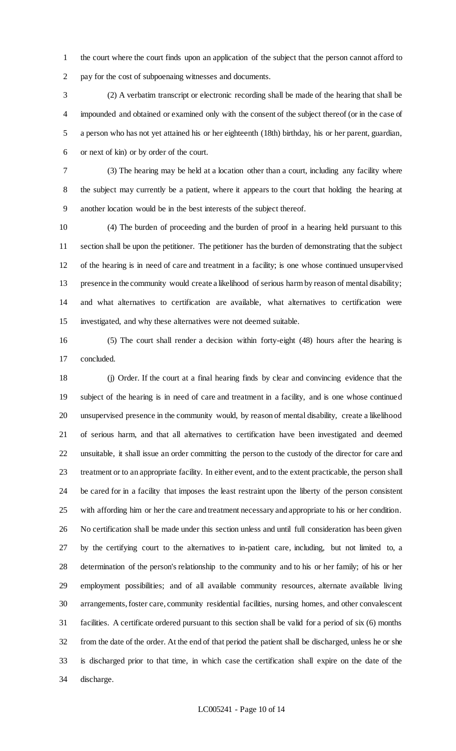the court where the court finds upon an application of the subject that the person cannot afford to pay for the cost of subpoenaing witnesses and documents.

(2) A verbatim transcript or electronic recording shall be made of the hearing that shall be impounded and obtained or examined only with the consent of the subject thereof (or in the case of a person who has not yet attained his or her eighteenth (18th) birthday, his or her parent, guardian, or next of kin) or by order of the court.

(3) The hearing may be held at a location other than a court, including any facility where the subject may currently be a patient, where it appears to the court that holding the hearing at another location would be in the best interests of the subject thereof.

(4) The burden of proceeding and the burden of proof in a hearing held pursuant to this section shall be upon the petitioner. The petitioner has the burden of demonstrating that the subject of the hearing is in need of care and treatment in a facility; is one whose continued unsupervised presence in the community would create a likelihood of serious harm by reason of mental disability; and what alternatives to certification are available, what alternatives to certification were investigated, and why these alternatives were not deemed suitable.

(5) The court shall render a decision within forty-eight (48) hours after the hearing is concluded.

(j) Order. If the court at a final hearing finds by clear and convincing evidence that the subject of the hearing is in need of care and treatment in a facility, and is one whose continued unsupervised presence in the community would, by reason of mental disability, create a likelihood of serious harm, and that all alternatives to certification have been investigated and deemed unsuitable, it shall issue an order committing the person to the custody of the director for care and treatment or to an appropriate facility. In either event, and to the extent practicable, the person shall be cared for in a facility that imposes the least restraint upon the liberty of the person consistent with affording him or her the care and treatment necessary and appropriate to his or her condition. No certification shall be made under this section unless and until full consideration has been given by the certifying court to the alternatives to in-patient care, including, but not limited to, a determination of the person's relationship to the community and to his or her family; of his or her employment possibilities; and of all available community resources, alternate available living arrangements, foster care, community residential facilities, nursing homes, and other convalescent facilities. A certificate ordered pursuant to this section shall be valid for a period of six (6) months from the date of the order. At the end of that period the patient shall be discharged, unless he or she is discharged prior to that time, in which case the certification shall expire on the date of the discharge.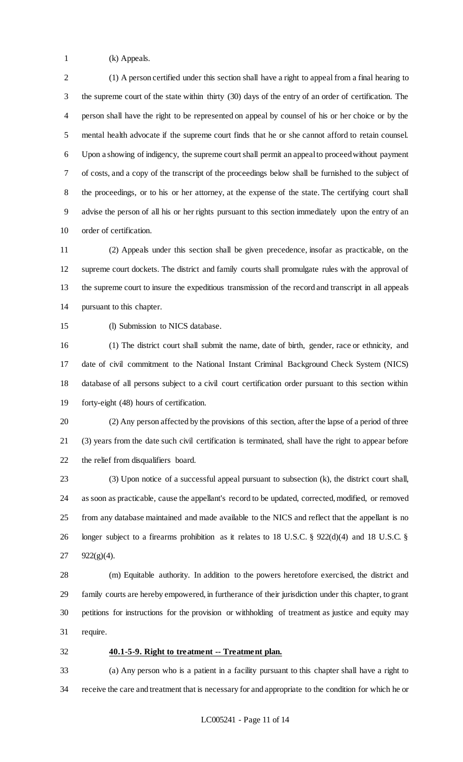(k) Appeals.

(1) A person certified under this section shall have a right to appeal from a final hearing to the supreme court of the state within thirty (30) days of the entry of an order of certification. The person shall have the right to be represented on appeal by counsel of his or her choice or by the mental health advocate if the supreme court finds that he or she cannot afford to retain counsel. Upon a showing of indigency, the supreme court shall permit an appeal to proceed without payment of costs, and a copy of the transcript of the proceedings below shall be furnished to the subject of the proceedings, or to his or her attorney, at the expense of the state. The certifying court shall advise the person of all his or her rights pursuant to this section immediately upon the entry of an order of certification.

(2) Appeals under this section shall be given precedence, insofar as practicable, on the supreme court dockets. The district and family courts shall promulgate rules with the approval of the supreme court to insure the expeditious transmission of the record and transcript in all appeals pursuant to this chapter.

(l) Submission to NICS database.

(1) The district court shall submit the name, date of birth, gender, race or ethnicity, and date of civil commitment to the National Instant Criminal Background Check System (NICS) database of all persons subject to a civil court certification order pursuant to this section within forty-eight (48) hours of certification.

(2) Any person affected by the provisions of this section, after the lapse of a period of three (3) years from the date such civil certification is terminated, shall have the right to appear before the relief from disqualifiers board.

(3) Upon notice of a successful appeal pursuant to subsection (k), the district court shall, as soon as practicable, cause the appellant's record to be updated, corrected, modified, or removed from any database maintained and made available to the NICS and reflect that the appellant is no longer subject to a firearms prohibition as it relates to 18 U.S.C. § 922(d)(4) and 18 U.S.C. § 922(g)(4).

(m) Equitable authority. In addition to the powers heretofore exercised, the district and family courts are hereby empowered, in furtherance of their jurisdiction under this chapter, to grant petitions for instructions for the provision or withholding of treatment as justice and equity may require.

**40.1-5-9. Right to treatment -- Treatment plan.**

(a) Any person who is a patient in a facility pursuant to this chapter shall have a right to receive the care and treatment that is necessary for and appropriate to the condition for which he or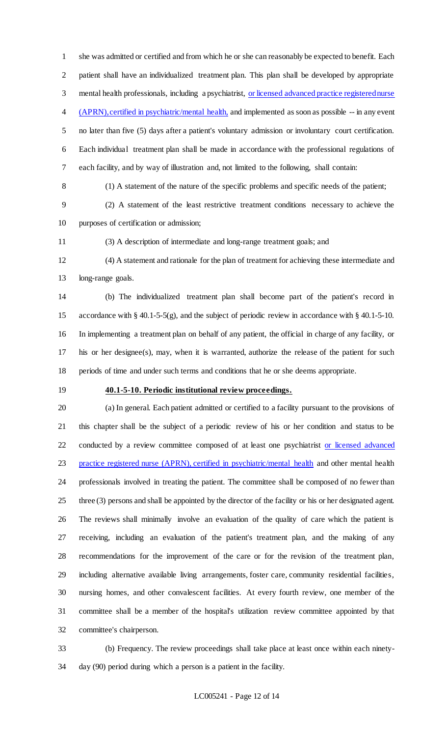she was admitted or certified and from which he or she can reasonably be expected to benefit. Each patient shall have an individualized treatment plan. This plan shall be developed by appropriate mental health professionals, including a psychiatrist, or licensed advanced practice registered nurse (APRN), certified in psychiatric/mental health, and implemented as soon as possible -- in any event no later than five (5) days after a patient's voluntary admission or involuntary court certification. Each individual treatment plan shall be made in accordance with the professional regulations of each facility, and by way of illustration and, not limited to the following, shall contain:

(1) A statement of the nature of the specific problems and specific needs of the patient;

(2) A statement of the least restrictive treatment conditions necessary to achieve the purposes of certification or admission;

(3) A description of intermediate and long-range treatment goals; and

(4) A statement and rationale for the plan of treatment for achieving these intermediate and long-range goals.

(b) The individualized treatment plan shall become part of the patient's record in accordance with § 40.1-5-5(g), and the subject of periodic review in accordance with § 40.1-5-10. In implementing a treatment plan on behalf of any patient, the official in charge of any facility, or his or her designee(s), may, when it is warranted, authorize the release of the patient for such periods of time and under such terms and conditions that he or she deems appropriate.

**40.1-5-10. Periodic institutional review proceedings.**

(a) In general. Each patient admitted or certified to a facility pursuant to the provisions of this chapter shall be the subject of a periodic review of his or her condition and status to be conducted by a review committee composed of at least one psychiatrist or licensed advanced practice registered nurse (APRN), certified in psychiatric/mental health and other mental health professionals involved in treating the patient. The committee shall be composed of no fewer than three (3) persons and shall be appointed by the director of the facility or his or her designated agent. The reviews shall minimally involve an evaluation of the quality of care which the patient is receiving, including an evaluation of the patient's treatment plan, and the making of any recommendations for the improvement of the care or for the revision of the treatment plan, including alternative available living arrangements, foster care, community residential facilities, nursing homes, and other convalescent facilities. At every fourth review, one member of the committee shall be a member of the hospital's utilization review committee appointed by that committee's chairperson.

(b) Frequency. The review proceedings shall take place at least once within each ninety-day (90) period during which a person is a patient in the facility.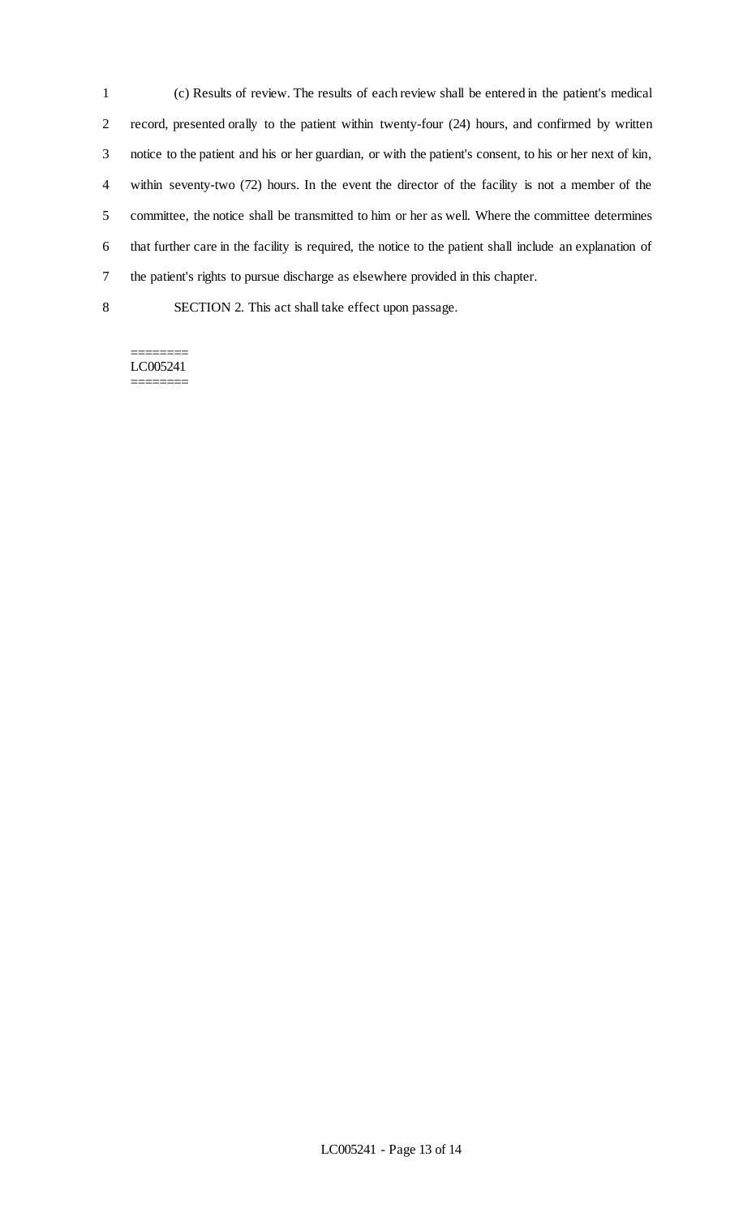(c) Results of review. The results of each review shall be entered in the patient's medical record, presented orally to the patient within twenty-four (24) hours, and confirmed by written notice to the patient and his or her guardian, or with the patient's consent, to his or her next of kin, within seventy-two (72) hours. In the event the director of the facility is not a member of the committee, the notice shall be transmitted to him or her as well. Where the committee determines that further care in the facility is required, the notice to the patient shall include an explanation of the patient's rights to pursue discharge as elsewhere provided in this chapter.

SECTION 2. This act shall take effect upon passage.

========
LC005241
========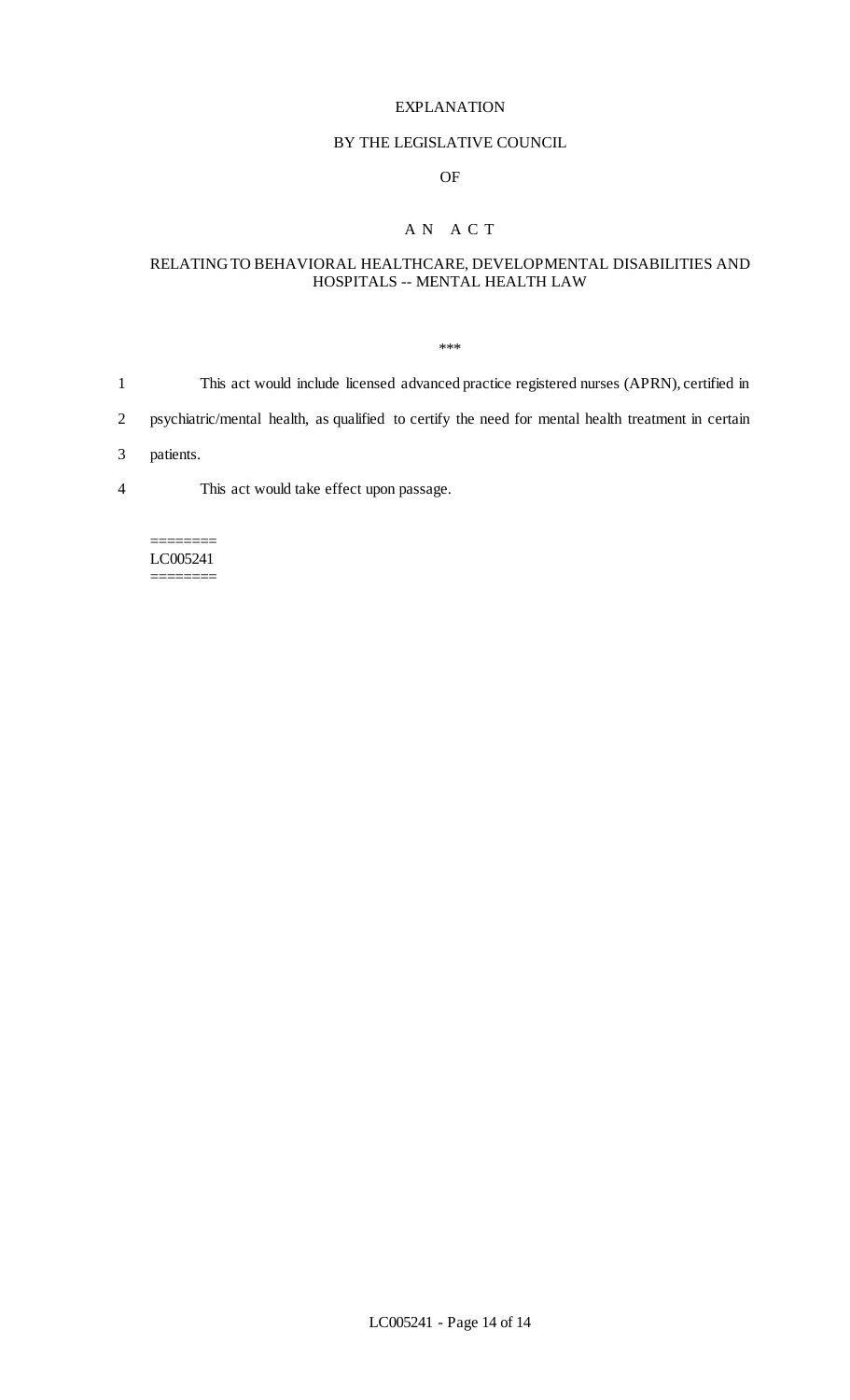EXPLANATION

BY THE LEGISLATIVE COUNCIL

OF

A N A C T

RELATING TO BEHAVIORAL HEALTHCARE, DEVELOPMENTAL DISABILITIES AND HOSPITALS -- MENTAL HEALTH LAW

***

1 This act would include licensed advanced practice registered nurses (APRN), certified in

2 psychiatric/mental health, as qualified to certify the need for mental health treatment in certain

3 patients.

4 This act would take effect upon passage.

========
LC005241
========